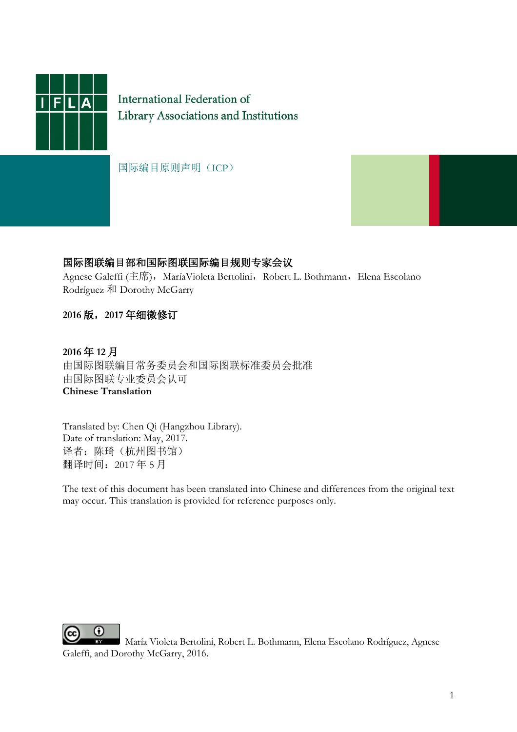International Federation of
Library Associations and Institutions

# 国际编目原则声明（ICP）

**国际图联编目部和国际图联国际编目规则专家会议**

Agnese Galeffi (主席)，MaríaVioleta Bertolini，Robert L. Bothmann，Elena Escolano Rodríguez 和 Dorothy McGarry

**2016 版，2017 年细微修订**

**2016 年 12 月**

由国际图联编目常务委员会和国际图联标准委员会批准

由国际图联专业委员会认可

**Chinese Translation**

Translated by: Chen Qi (Hangzhou Library).
Date of translation: May, 2017.
译者：陈琦（杭州图书馆）
翻译时间：2017 年 5 月

The text of this document has been translated into Chinese and differences from the original text may occur. This translation is provided for reference purposes only.

María Violeta Bertolini, Robert L. Bothmann, Elena Escolano Rodríguez, Agnese Galeffi, and Dorothy McGarry, 2016.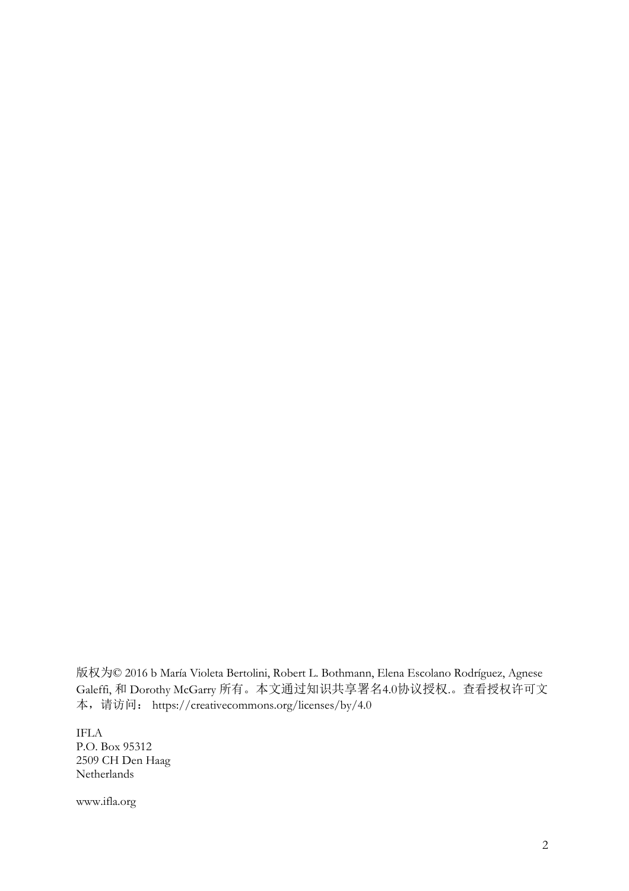版权为© 2016 b María Violeta Bertolini, Robert L. Bothmann, Elena Escolano Rodríguez, Agnese Galeffi, 和 Dorothy McGarry 所有。本文通过知识共享署名4.0协议授权.。查看授权许可文本，请访问： https://creativecommons.org/licenses/by/4.0

IFLA  
P.O. Box 95312  
2509 CH Den Haag  
Netherlands

www.ifla.org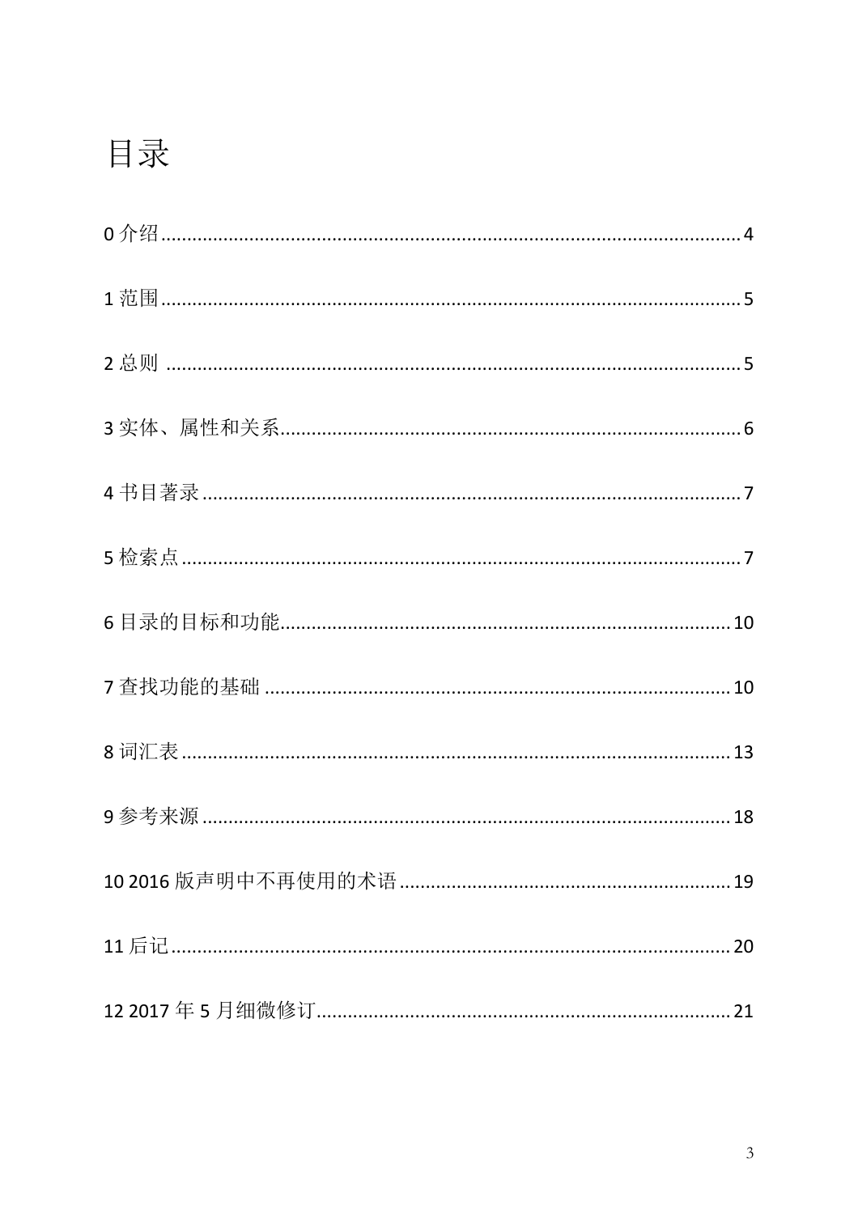# 目录

0 介绍 .......... 4

1 范围 .......... 5

2 总则 .......... 5

3 实体、属性和关系 .......... 6

4 书目著录 .......... 7

5 检索点 .......... 7

6 目录的目标和功能 .......... 10

7 查找功能的基础 .......... 10

8 词汇表 .......... 13

9 参考来源 .......... 18

10 2016 版声明中不再使用的术语 .......... 19

11 后记 .......... 20

12 2017 年 5 月细微修订 .......... 21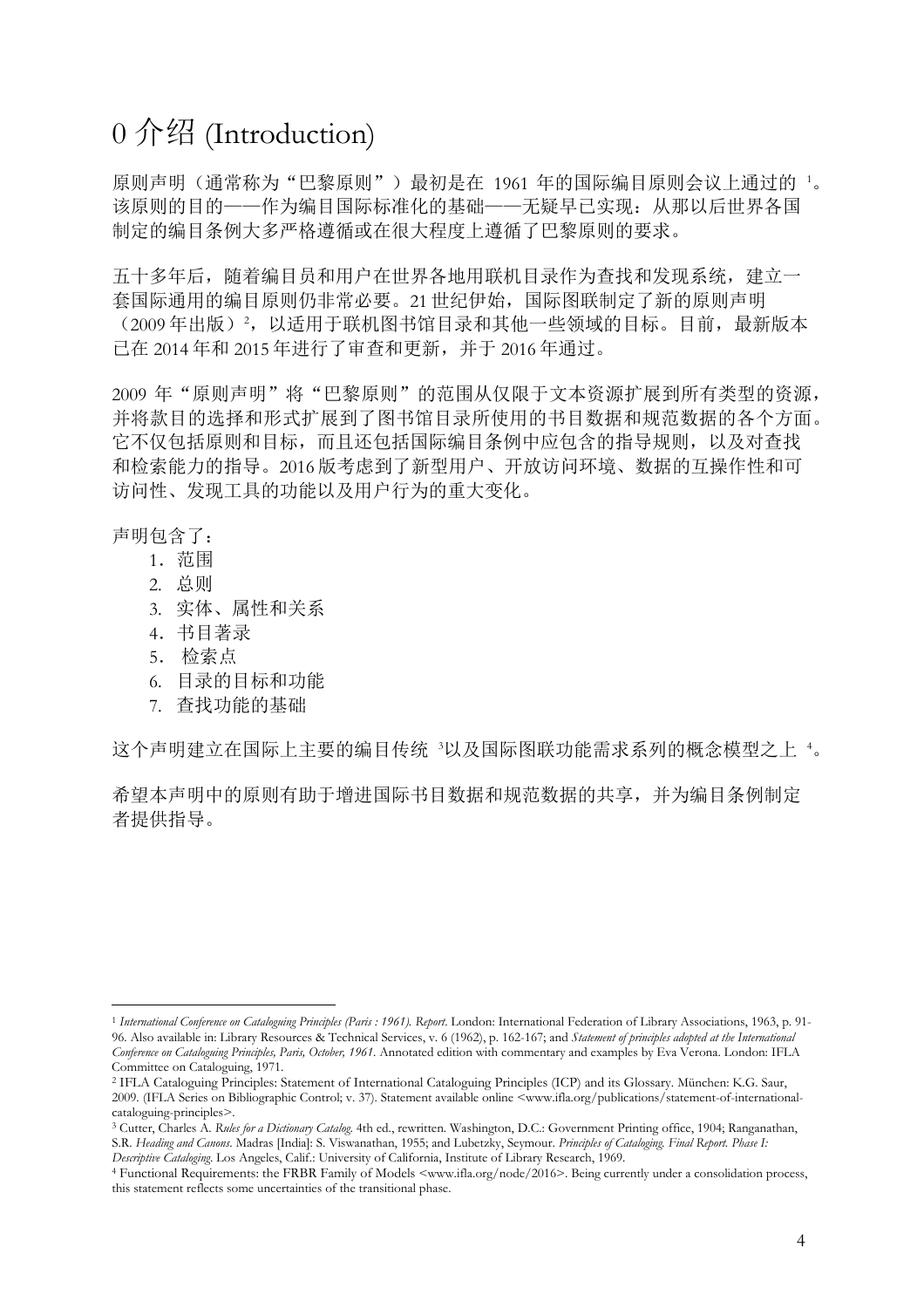# 0 介绍 (Introduction)

原则声明（通常称为"巴黎原则"）最初是在 1961 年的国际编目原则会议上通过的 [1]。该原则的目的——作为编目国际标准化的基础——无疑早已实现：从那以后世界各国制定的编目条例大多严格遵循或在很大程度上遵循了巴黎原则的要求。

五十多年后，随着编目员和用户在世界各地用联机目录作为查找和发现系统，建立一套国际通用的编目原则仍非常必要。21 世纪伊始，国际图联制定了新的原则声明（2009 年出版）[2]，以适用于联机图书馆目录和其他一些领域的目标。目前，最新版本已在 2014 年和 2015 年进行了审查和更新，并于 2016 年通过。

2009 年"原则声明"将"巴黎原则"的范围从仅限于文本资源扩展到所有类型的资源，并将款目的选择和形式扩展到了图书馆目录所使用的书目数据和规范数据的各个方面。它不仅包括原则和目标，而且还包括国际编目条例中应包含的指导规则，以及对查找和检索能力的指导。2016 版考虑到了新型用户、开放访问环境、数据的互操作性和可访问性、发现工具的功能以及用户行为的重大变化。

声明包含了：

1. 范围
2. 总则
3. 实体、属性和关系
4. 书目著录
5. 检索点
6. 目录的目标和功能
7. 查找功能的基础

这个声明建立在国际上主要的编目传统 [3]以及国际图联功能需求系列的概念模型之上 [4]。

希望本声明中的原则有助于增进国际书目数据和规范数据的共享，并为编目条例制定者提供指导。

---

[1] *International Conference on Cataloguing Principles (Paris : 1961). Report*. London: International Federation of Library Associations, 1963, p. 91-96. Also available in: Library Resources & Technical Services, v. 6 (1962), p. 162-167; and *Statement of principles adopted at the International Conference on Cataloguing Principles, Paris, October, 1961*. Annotated edition with commentary and examples by Eva Verona. London: IFLA Committee on Cataloguing, 1971.

[2] IFLA Cataloguing Principles: Statement of International Cataloguing Principles (ICP) and its Glossary. München: K.G. Saur, 2009. (IFLA Series on Bibliographic Control; v. 37). Statement available online <www.ifla.org/publications/statement-of-international-cataloguing-principles>.

[3] Cutter, Charles A. *Rules for a Dictionary Catalog*. 4th ed., rewritten. Washington, D.C.: Government Printing office, 1904; Ranganathan, S.R. *Heading and Canons*. Madras [India]: S. Viswanathan, 1955; and Lubetzky, Seymour. *Principles of Cataloging. Final Report. Phase I: Descriptive Cataloging*. Los Angeles, Calif.: University of California, Institute of Library Research, 1969.

[4] Functional Requirements: the FRBR Family of Models <www.ifla.org/node/2016>. Being currently under a consolidation process, this statement reflects some uncertainties of the transitional phase.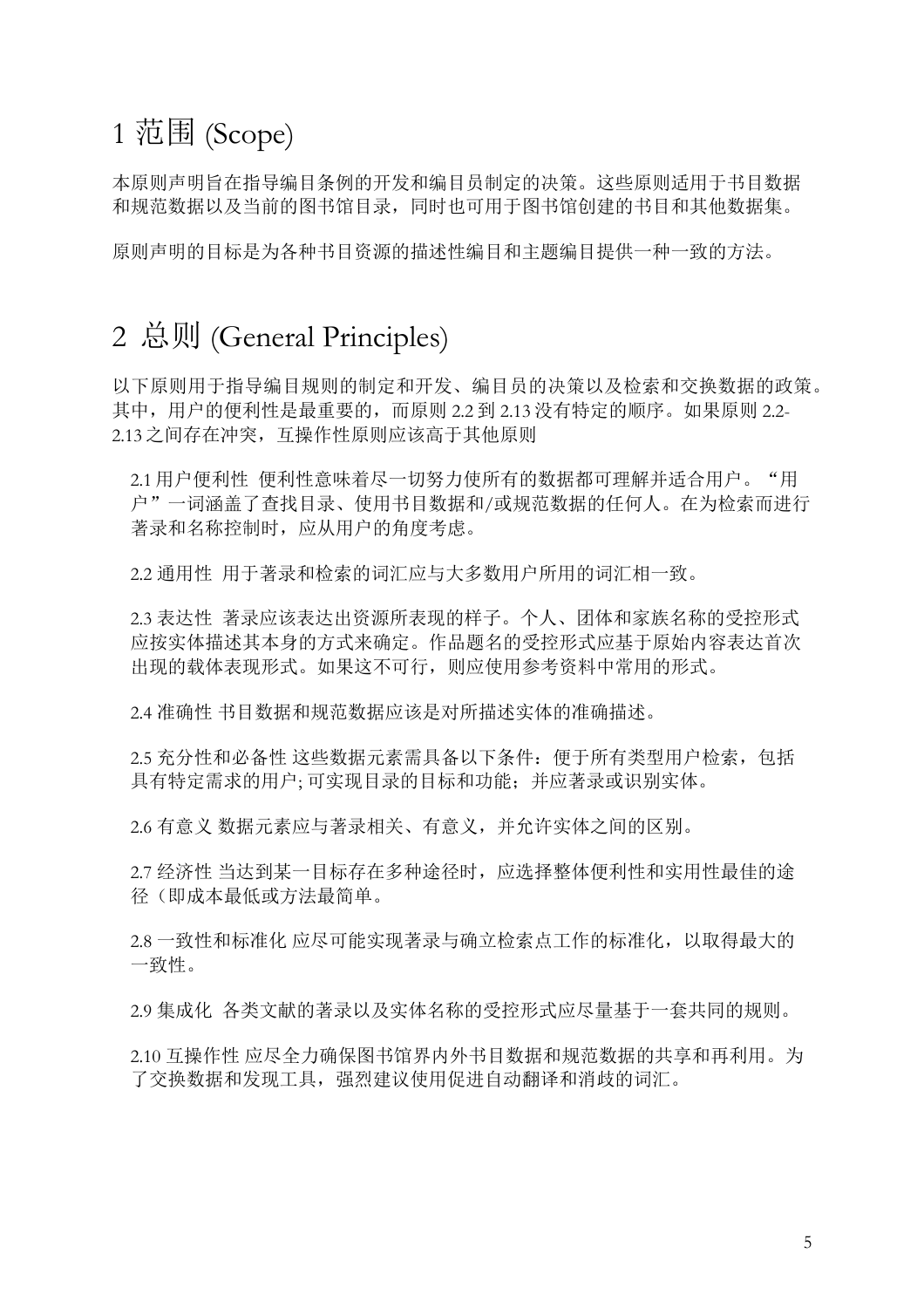# 1 范围 (Scope)

本原则声明旨在指导编目条例的开发和编目员制定的决策。这些原则适用于书目数据和规范数据以及当前的图书馆目录，同时也可用于图书馆创建的书目和其他数据集。

原则声明的目标是为各种书目资源的描述性编目和主题编目提供一种一致的方法。

# 2 总则 (General Principles)

以下原则用于指导编目规则的制定和开发、编目员的决策以及检索和交换数据的政策。其中，用户的便利性是最重要的，而原则 2.2 到 2.13 没有特定的顺序。如果原则 2.2-2.13 之间存在冲突，互操作性原则应该高于其他原则

2.1 用户便利性 便利性意味着尽一切努力使所有的数据都可理解并适合用户。“用户”一词涵盖了查找目录、使用书目数据和/或规范数据的任何人。在为检索而进行著录和名称控制时，应从用户的角度考虑。

2.2 通用性 用于著录和检索的词汇应与大多数用户所用的词汇相一致。

2.3 表达性 著录应该表达出资源所表现的样子。个人、团体和家族名称的受控形式应按实体描述其本身的方式来确定。作品题名的受控形式应基于原始内容表达首次出现的载体表现形式。如果这不可行，则应使用参考资料中常用的形式。

2.4 准确性 书目数据和规范数据应该是对所描述实体的准确描述。

2.5 充分性和必备性 这些数据元素需具备以下条件：便于所有类型用户检索，包括具有特定需求的用户; 可实现目录的目标和功能；并应著录或识别实体。

2.6 有意义 数据元素应与著录相关、有意义，并允许实体之间的区别。

2.7 经济性 当达到某一目标存在多种途径时，应选择整体便利性和实用性最佳的途径（即成本最低或方法最简单。

2.8 一致性和标准化 应尽可能实现著录与确立检索点工作的标准化，以取得最大的一致性。

2.9 集成化 各类文献的著录以及实体名称的受控形式应尽量基于一套共同的规则。

2.10 互操作性 应尽全力确保图书馆界内外书目数据和规范数据的共享和再利用。为了交换数据和发现工具，强烈建议使用促进自动翻译和消歧的词汇。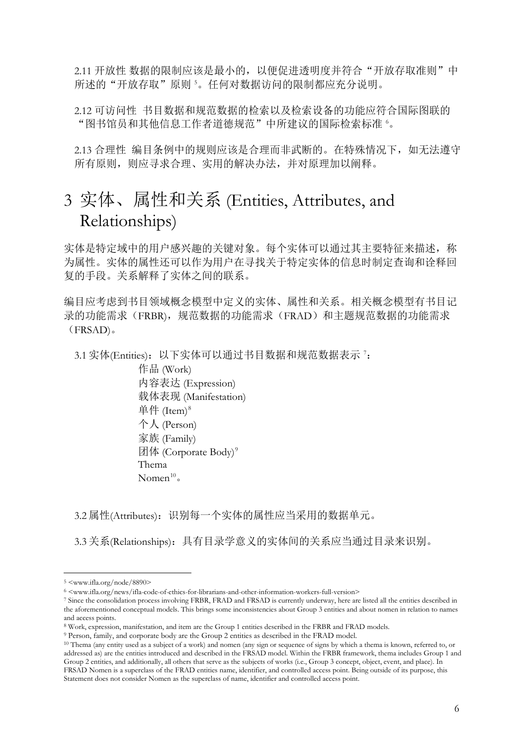2.11 开放性 数据的限制应该是最小的，以便促进透明度并符合“开放存取准则”中所述的“开放存取”原则 [5]。任何对数据访问的限制都应充分说明。

2.12 可访问性 书目数据和规范数据的检索以及检索设备的功能应符合国际图联的“图书馆员和其他信息工作者道德规范”中所建议的国际检索标准 [6]。

2.13 合理性 编目条例中的规则应该是合理而非武断的。在特殊情况下，如无法遵守所有原则，则应寻求合理、实用的解决办法，并对原理加以阐释。

# 3 实体、属性和关系 (Entities, Attributes, and Relationships)

实体是特定域中的用户感兴趣的关键对象。每个实体可以通过其主要特征来描述，称为属性。实体的属性还可以作为用户在寻找关于特定实体的信息时制定查询和诠释回复的手段。关系解释了实体之间的联系。

编目应考虑到书目领域概念模型中定义的实体、属性和关系。相关概念模型有书目记录的功能需求（FRBR)，规范数据的功能需求（FRAD）和主题规范数据的功能需求（FRSAD)。

3.1 实体(Entities)：以下实体可以通过书目数据和规范数据表示 [7]：

- 作品 (Work)
- 内容表达 (Expression)
- 载体表现 (Manifestation)
- 单件 (Item)[8]
- 个人 (Person)
- 家族 (Family)
- 团体 (Corporate Body)[9]
- Thema
- Nomen[10]。

3.2 属性(Attributes)：识别每一个实体的属性应当采用的数据单元。

3.3 关系(Relationships)：具有目录学意义的实体间的关系应当通过目录来识别。

---

[5] <www.ifla.org/node/8890>

[6] <www.ifla.org/news/ifla-code-of-ethics-for-librarians-and-other-information-workers-full-version>

[7] Since the consolidation process involving FRBR, FRAD and FRSAD is currently underway, here are listed all the entities described in the aforementioned conceptual models. This brings some inconsistencies about Group 3 entities and about nomen in relation to names and access points.

[8] Work, expression, manifestation, and item are the Group 1 entities described in the FRBR and FRAD models.

[9] Person, family, and corporate body are the Group 2 entities as described in the FRAD model.

[10] Thema (any entity used as a subject of a work) and nomen (any sign or sequence of signs by which a thema is known, referred to, or addressed as) are the entities introduced and described in the FRSAD model. Within the FRBR framework, thema includes Group 1 and Group 2 entities, and additionally, all others that serve as the subjects of works (i.e., Group 3 concept, object, event, and place). In FRSAD Nomen is a superclass of the FRAD entities name, identifier, and controlled access point. Being outside of its purpose, this Statement does not consider Nomen as the superclass of name, identifier and controlled access point.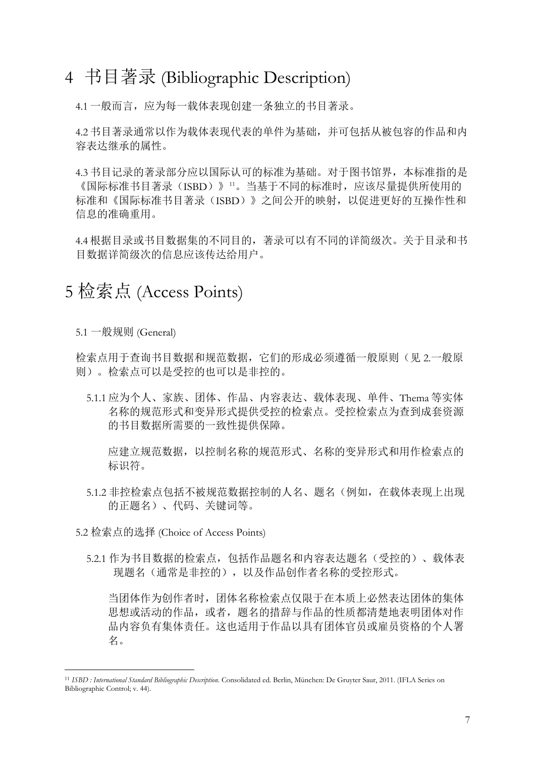# 4 书目著录 (Bibliographic Description)

4.1 一般而言，应为每一载体表现创建一条独立的书目著录。

4.2 书目著录通常以作为载体表现代表的单件为基础，并可包括从被包容的作品和内容表达继承的属性。

4.3 书目记录的著录部分应以国际认可的标准为基础。对于图书馆界，本标准指的是《国际标准书目著录（ISBD）》[11]。当基于不同的标准时，应该尽量提供所使用的标准和《国际标准书目著录（ISBD）》之间公开的映射，以促进更好的互操作性和信息的准确重用。

4.4 根据目录或书目数据集的不同目的，著录可以有不同的详简级次。关于目录和书目数据详简级次的信息应该传达给用户。

# 5 检索点 (Access Points)

5.1 一般规则 (General)

检索点用于查询书目数据和规范数据，它们的形成必须遵循一般原则（见 2.一般原则）。检索点可以是受控的也可以是非控的。

5.1.1 应为个人、家族、团体、作品、内容表达、载体表现、单件、Thema 等实体名称的规范形式和变异形式提供受控的检索点。受控检索点为查到成套资源的书目数据所需要的一致性提供保障。

应建立规范数据，以控制名称的规范形式、名称的变异形式和用作检索点的标识符。

5.1.2 非控检索点包括不被规范数据控制的人名、题名（例如，在载体表现上出现的正题名）、代码、关键词等。

5.2 检索点的选择 (Choice of Access Points)

5.2.1 作为书目数据的检索点，包括作品题名和内容表达题名（受控的）、载体表现题名（通常是非控的），以及作品创作者名称的受控形式。

当团体作为创作者时，团体名称检索点仅限于在本质上必然表达团体的集体思想或活动的作品，或者，题名的措辞与作品的性质都清楚地表明团体对作品内容负有集体责任。这也适用于作品以具有团体官员或雇员资格的个人署名。

---

[11] *ISBD : International Standard Bibliographic Description*. Consolidated ed. Berlin, München: De Gruyter Saur, 2011. (IFLA Series on Bibliographic Control; v. 44).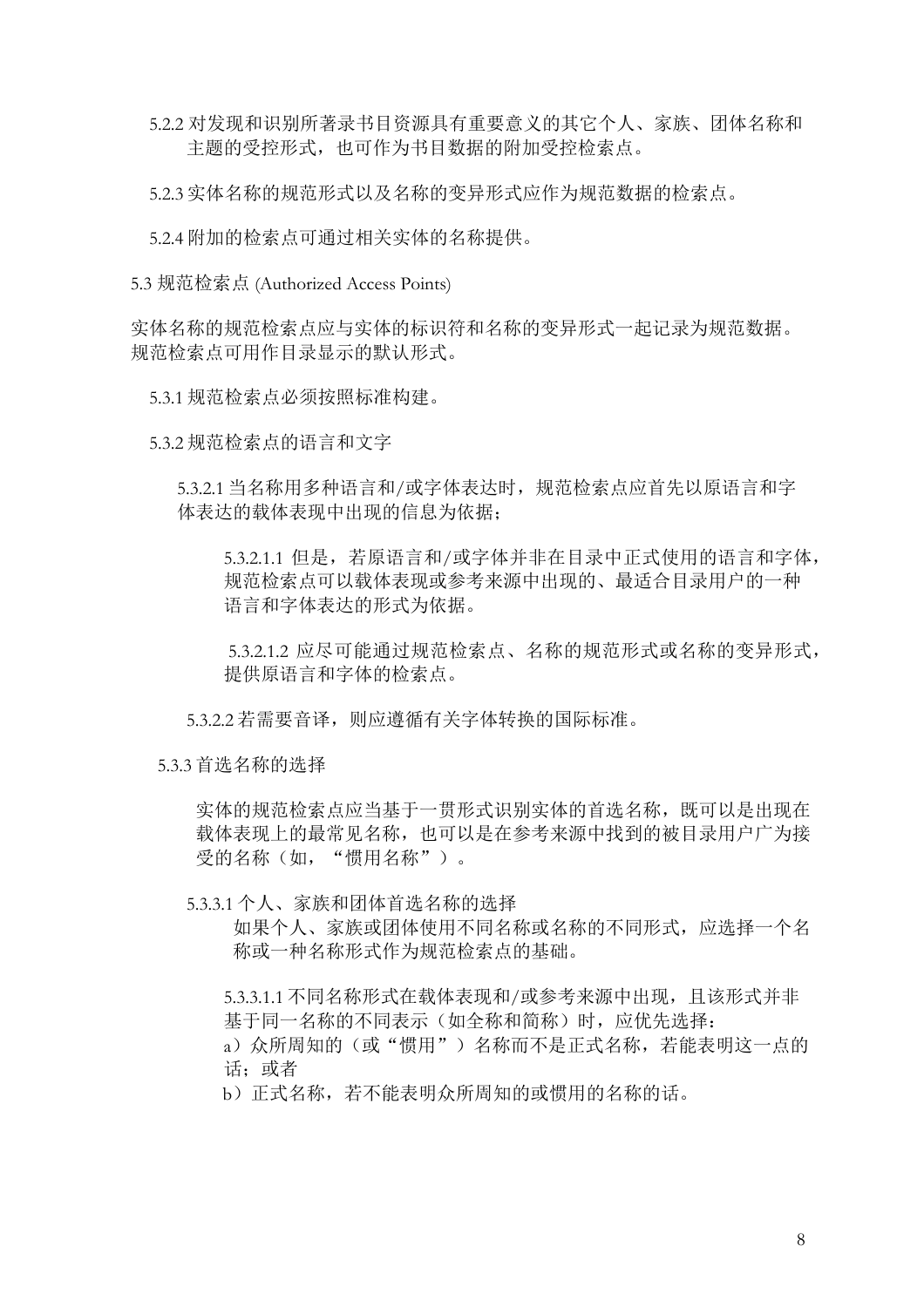5.2.2 对发现和识别所著录书目资源具有重要意义的其它个人、家族、团体名称和主题的受控形式，也可作为书目数据的附加受控检索点。

5.2.3 实体名称的规范形式以及名称的变异形式应作为规范数据的检索点。

5.2.4 附加的检索点可通过相关实体的名称提供。

## 5.3 规范检索点 (Authorized Access Points)

实体名称的规范检索点应与实体的标识符和名称的变异形式一起记录为规范数据。规范检索点可用作目录显示的默认形式。

5.3.1 规范检索点必须按照标准构建。

5.3.2 规范检索点的语言和文字

5.3.2.1 当名称用多种语言和/或字体表达时，规范检索点应首先以原语言和字体表达的载体表现中出现的信息为依据；

5.3.2.1.1 但是，若原语言和/或字体并非在目录中正式使用的语言和字体，规范检索点可以载体表现或参考来源中出现的、最适合目录用户的一种语言和字体表达的形式为依据。

5.3.2.1.2 应尽可能通过规范检索点、名称的规范形式或名称的变异形式，提供原语言和字体的检索点。

5.3.2.2 若需要音译，则应遵循有关字体转换的国际标准。

5.3.3 首选名称的选择

实体的规范检索点应当基于一贯形式识别实体的首选名称，既可以是出现在载体表现上的最常见名称，也可以是在参考来源中找到的被目录用户广为接受的名称（如，“惯用名称”）。

5.3.3.1 个人、家族和团体首选名称的选择

如果个人、家族或团体使用不同名称或名称的不同形式，应选择一个名称或一种名称形式作为规范检索点的基础。

5.3.3.1.1 不同名称形式在载体表现和/或参考来源中出现，且该形式并非基于同一名称的不同表示（如全称和简称）时，应优先选择：

a）众所周知的（或“惯用”）名称而不是正式名称，若能表明这一点的话；或者

b）正式名称，若不能表明众所周知的或惯用的名称的话。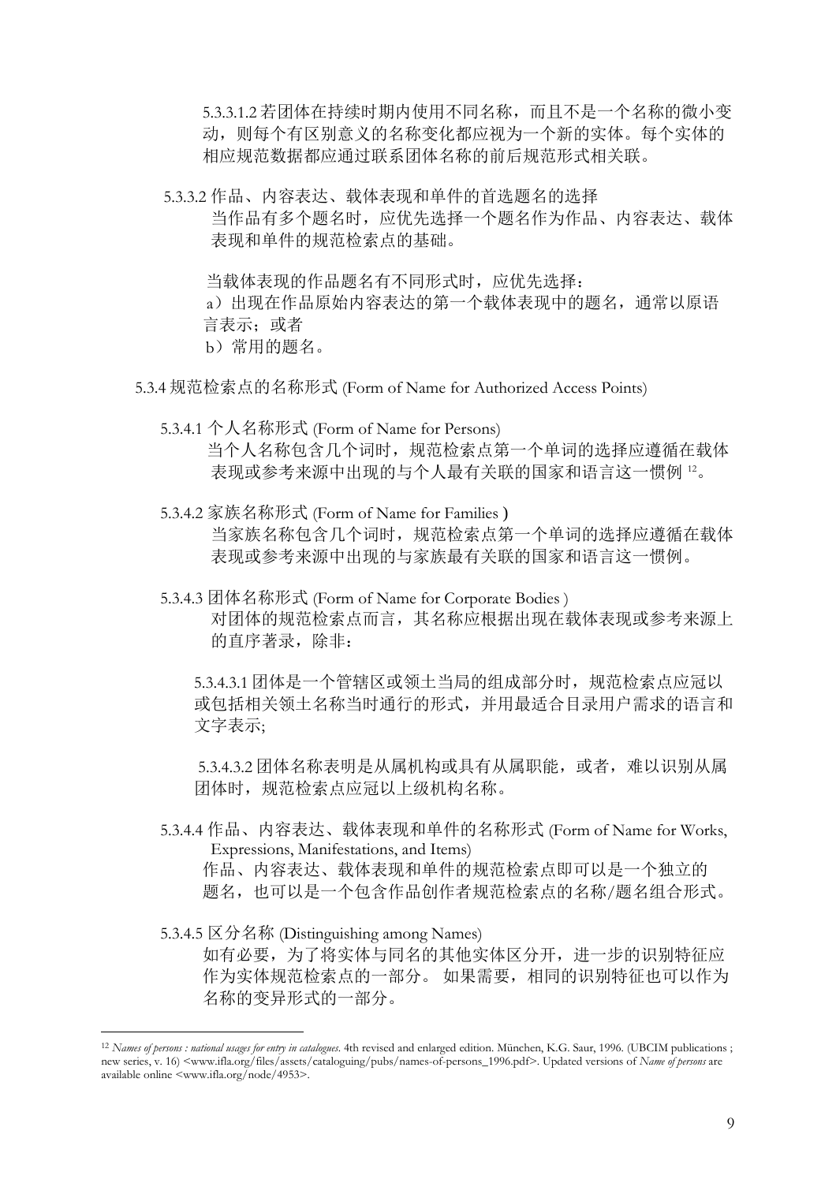5.3.3.1.2 若团体在持续时期内使用不同名称，而且不是一个名称的微小变动，则每个有区别意义的名称变化都应视为一个新的实体。每个实体的相应规范数据都应通过联系团体名称的前后规范形式相关联。

5.3.3.2 作品、内容表达、载体表现和单件的首选题名的选择

当作品有多个题名时，应优先选择一个题名作为作品、内容表达、载体表现和单件的规范检索点的基础。

当载体表现的作品题名有不同形式时，应优先选择：

a）出现在作品原始内容表达的第一个载体表现中的题名，通常以原语言表示；或者

b）常用的题名。

5.3.4 规范检索点的名称形式 (Form of Name for Authorized Access Points)

5.3.4.1 个人名称形式 (Form of Name for Persons)

当个人名称包含几个词时，规范检索点第一个单词的选择应遵循在载体表现或参考来源中出现的与个人最有关联的国家和语言这一惯例 [12]。

5.3.4.2 家族名称形式 (Form of Name for Families )

当家族名称包含几个词时，规范检索点第一个单词的选择应遵循在载体表现或参考来源中出现的与家族最有关联的国家和语言这一惯例。

5.3.4.3 团体名称形式 (Form of Name for Corporate Bodies )

对团体的规范检索点而言，其名称应根据出现在载体表现或参考来源上的直序著录，除非：

5.3.4.3.1 团体是一个管辖区或领土当局的组成部分时，规范检索点应冠以或包括相关领土名称当时通行的形式，并用最适合目录用户需求的语言和文字表示;

5.3.4.3.2 团体名称表明是从属机构或具有从属职能，或者，难以识别从属团体时，规范检索点应冠以上级机构名称。

5.3.4.4 作品、内容表达、载体表现和单件的名称形式 (Form of Name for Works, Expressions, Manifestations, and Items)

作品、内容表达、载体表现和单件的规范检索点即可以是一个独立的题名，也可以是一个包含作品创作者规范检索点的名称/题名组合形式。

5.3.4.5 区分名称 (Distinguishing among Names)

如有必要，为了将实体与同名的其他实体区分开，进一步的识别特征应作为实体规范检索点的一部分。 如果需要，相同的识别特征也可以作为名称的变异形式的一部分。

---

[12] *Names of persons : national usages for entry in catalogues*. 4th revised and enlarged edition. München, K.G. Saur, 1996. (UBCIM publications ; new series, v. 16) <www.ifla.org/files/assets/cataloguing/pubs/names-of-persons_1996.pdf>. Updated versions of *Name of persons* are available online <www.ifla.org/node/4953>.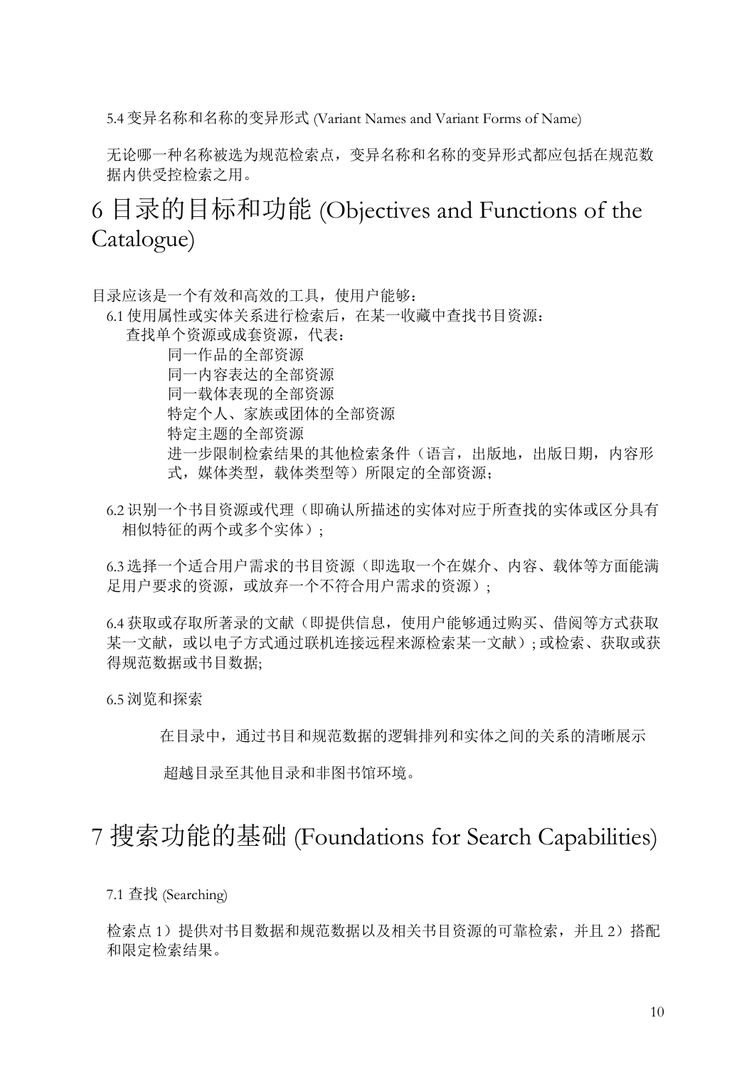5.4 变异名称和名称的变异形式 (Variant Names and Variant Forms of Name)

无论哪一种名称被选为规范检索点，变异名称和名称的变异形式都应包括在规范数据内供受控检索之用。

# 6 目录的目标和功能 (Objectives and Functions of the Catalogue)

目录应该是一个有效和高效的工具，使用户能够：

6.1 使用属性或实体关系进行检索后，在某一收藏中查找书目资源：

查找单个资源或成套资源，代表：

- 同一作品的全部资源
- 同一内容表达的全部资源
- 同一载体表现的全部资源
- 特定个人、家族或团体的全部资源
- 特定主题的全部资源
- 进一步限制检索结果的其他检索条件（语言，出版地，出版日期，内容形式，媒体类型，载体类型等）所限定的全部资源；

6.2 识别一个书目资源或代理（即确认所描述的实体对应于所查找的实体或区分具有相似特征的两个或多个实体）；

6.3 选择一个适合用户需求的书目资源（即选取一个在媒介、内容、载体等方面能满足用户要求的资源，或放弃一个不符合用户需求的资源）；

6.4 获取或存取所著录的文献（即提供信息，使用户能够通过购买、借阅等方式获取某一文献，或以电子方式通过联机连接远程来源检索某一文献）; 或检索、获取或获得规范数据或书目数据;

6.5 浏览和探索

- 在目录中，通过书目和规范数据的逻辑排列和实体之间的关系的清晰展示
- 超越目录至其他目录和非图书馆环境。

# 7 搜索功能的基础 (Foundations for Search Capabilities)

7.1 查找 (Searching)

检索点 1）提供对书目数据和规范数据以及相关书目资源的可靠检索，并且 2）搭配和限定检索结果。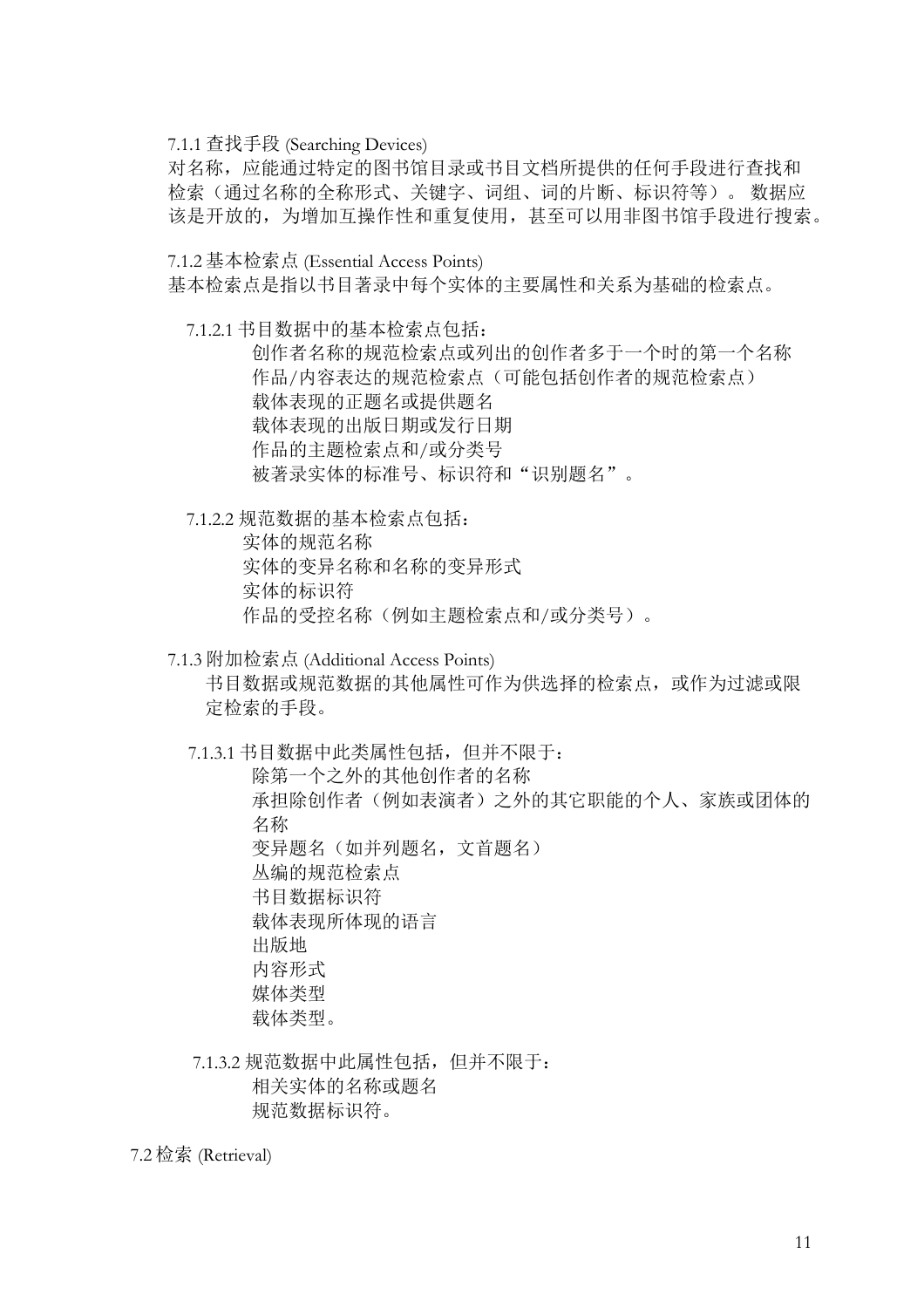#### 7.1.1 查找手段 (Searching Devices)

对名称，应能通过特定的图书馆目录或书目文档所提供的任何手段进行查找和检索（通过名称的全称形式、关键字、词组、词的片断、标识符等）。 数据应该是开放的，为增加互操作性和重复使用，甚至可以用非图书馆手段进行搜索。

#### 7.1.2 基本检索点 (Essential Access Points)

基本检索点是指以书目著录中每个实体的主要属性和关系为基础的检索点。

##### 7.1.2.1 书目数据中的基本检索点包括：

- 创作者名称的规范检索点或列出的创作者多于一个时的第一个名称
- 作品/内容表达的规范检索点（可能包括创作者的规范检索点）
- 载体表现的正题名或提供题名
- 载体表现的出版日期或发行日期
- 作品的主题检索点和/或分类号
- 被著录实体的标准号、标识符和"识别题名"。

##### 7.1.2.2 规范数据的基本检索点包括：

- 实体的规范名称
- 实体的变异名称和名称的变异形式
- 实体的标识符
- 作品的受控名称（例如主题检索点和/或分类号）。

#### 7.1.3 附加检索点 (Additional Access Points)

书目数据或规范数据的其他属性可作为供选择的检索点，或作为过滤或限定检索的手段。

##### 7.1.3.1 书目数据中此类属性包括，但并不限于：

- 除第一个之外的其他创作者的名称
- 承担除创作者（例如表演者）之外的其它职能的个人、家族或团体的名称
- 变异题名（如并列题名，文首题名）
- 丛编的规范检索点
- 书目数据标识符
- 载体表现所体现的语言
- 出版地
- 内容形式
- 媒体类型
- 载体类型。

##### 7.1.3.2 规范数据中此属性包括，但并不限于：

- 相关实体的名称或题名
- 规范数据标识符。

### 7.2 检索 (Retrieval)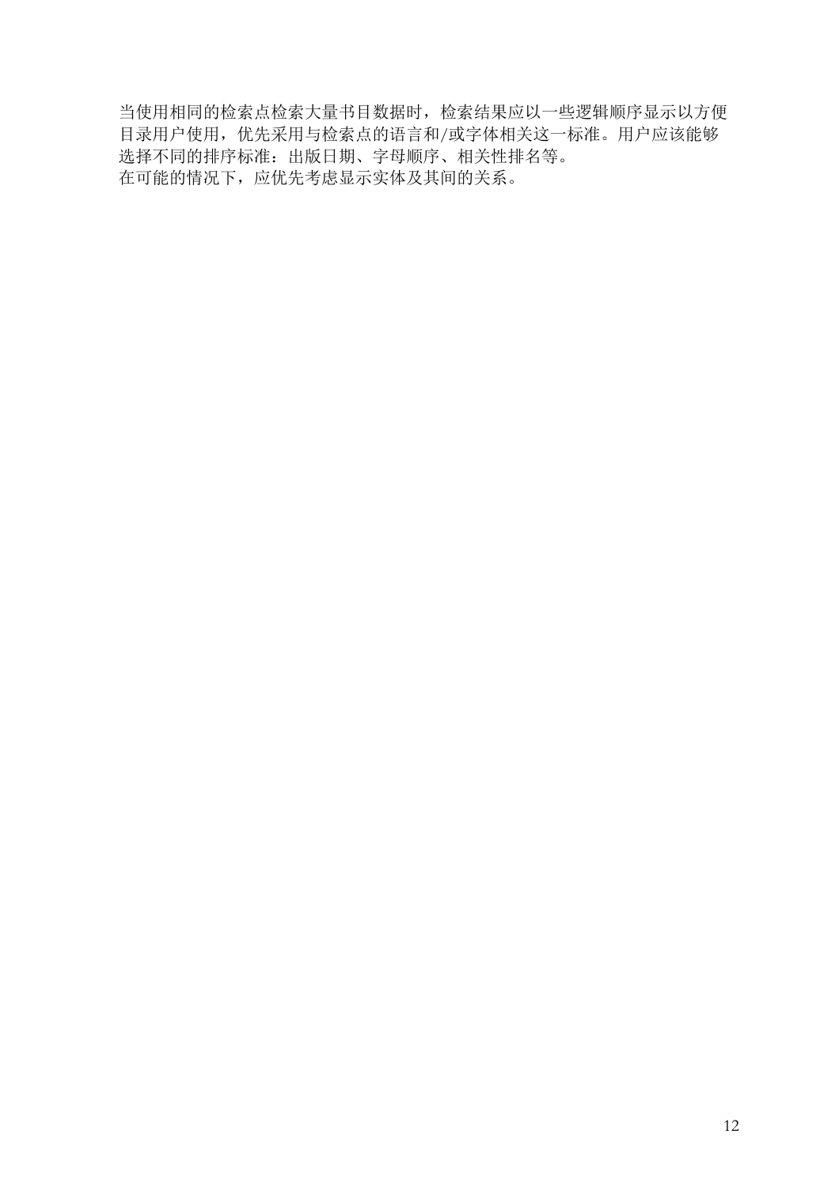当使用相同的检索点检索大量书目数据时，检索结果应以一些逻辑顺序显示以方便目录用户使用，优先采用与检索点的语言和/或字体相关这一标准。用户应该能够选择不同的排序标准：出版日期、字母顺序、相关性排名等。

在可能的情况下，应优先考虑显示实体及其间的关系。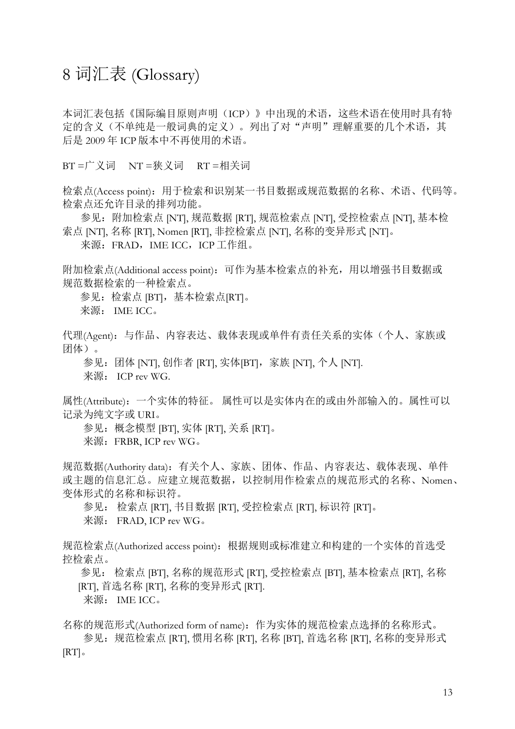# 8 词汇表 (Glossary)

本词汇表包括《国际编目原则声明（ICP）》中出现的术语，这些术语在使用时具有特定的含义（不单纯是一般词典的定义）。列出了对“声明”理解重要的几个术语，其后是 2009 年 ICP 版本中不再使用的术语。

BT =广义词　NT =狭义词　RT =相关词

检索点(Access point)：用于检索和识别某一书目数据或规范数据的名称、术语、代码等。检索点还允许目录的排列功能。

参见：附加检索点 [NT], 规范数据 [RT], 规范检索点 [NT], 受控检索点 [NT], 基本检索点 [NT], 名称 [RT], Nomen [RT], 非控检索点 [NT], 名称的变异形式 [NT]。

来源：FRAD，IME ICC，ICP 工作组。

附加检索点(Additional access point)：可作为基本检索点的补充，用以增强书目数据或规范数据检索的一种检索点。

参见：检索点 [BT]，基本检索点[RT]。

来源： IME ICC。

代理(Agent)：与作品、内容表达、载体表现或单件有责任关系的实体（个人、家族或团体）。

参见：团体 [NT], 创作者 [RT], 实体[BT]，家族 [NT], 个人 [NT].

来源： ICP rev WG.

属性(Attribute)：一个实体的特征。 属性可以是实体内在的或由外部输入的。属性可以记录为纯文字或 URI。

参见：概念模型 [BT], 实体 [RT], 关系 [RT]。

来源：FRBR, ICP rev WG。

规范数据(Authority data)：有关个人、家族、团体、作品、内容表达、载体表现、单件或主题的信息汇总。应建立规范数据，以控制用作检索点的规范形式的名称、Nomen、变体形式的名称和标识符。

参见： 检索点 [RT], 书目数据 [RT], 受控检索点 [RT], 标识符 [RT]。

来源： FRAD, ICP rev WG。

规范检索点(Authorized access point)：根据规则或标准建立和构建的一个实体的首选受控检索点。

参见： 检索点 [BT], 名称的规范形式 [RT], 受控检索点 [BT], 基本检索点 [RT], 名称 [RT], 首选名称 [RT], 名称的变异形式 [RT].

来源： IME ICC。

名称的规范形式(Authorized form of name)：作为实体的规范检索点选择的名称形式。

参见：规范检索点 [RT], 惯用名称 [RT], 名称 [BT], 首选名称 [RT], 名称的变异形式 [RT]。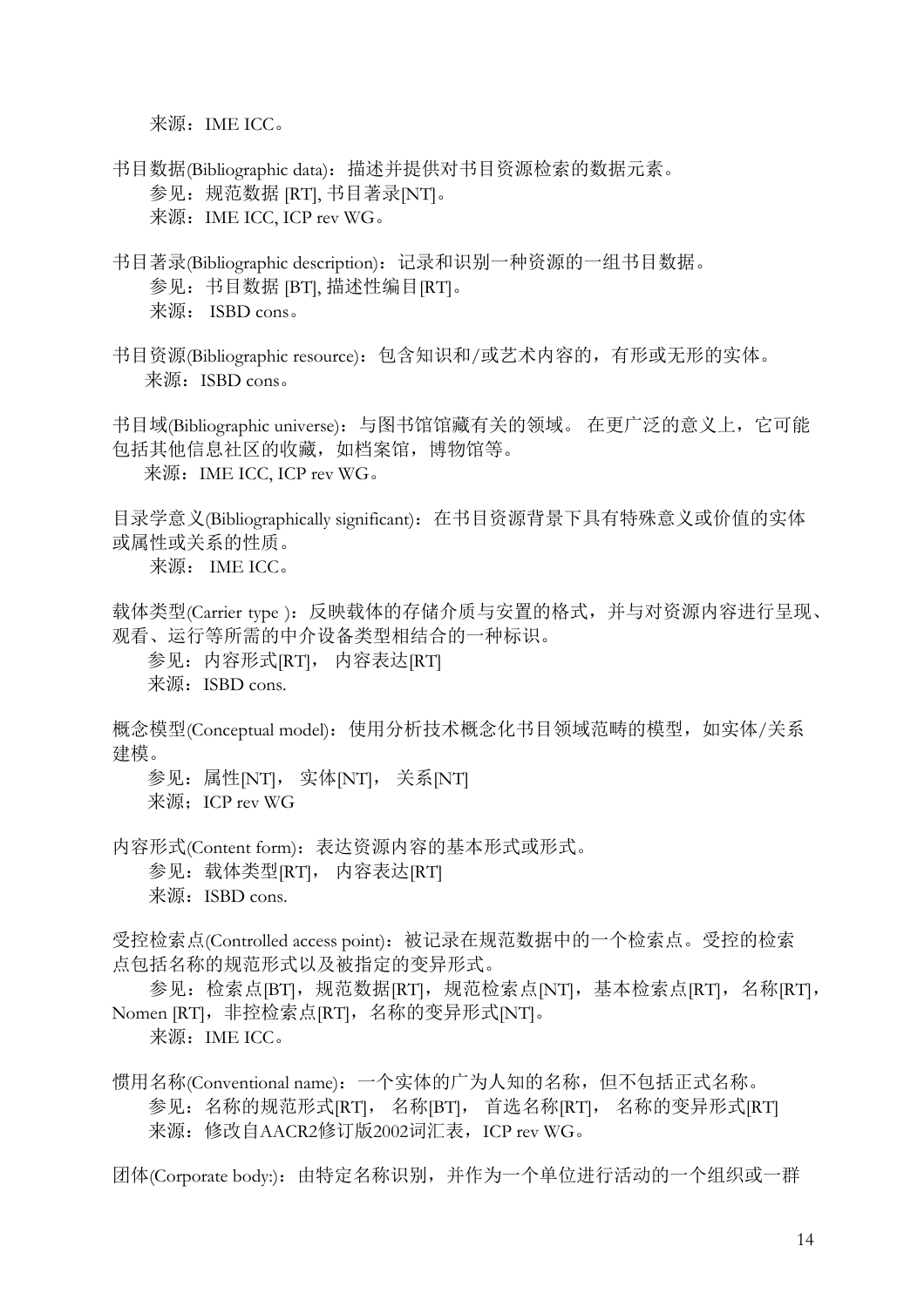来源：IME ICC。

书目数据(Bibliographic data)：描述并提供对书目资源检索的数据元素。

参见：规范数据 [RT], 书目著录[NT]。

来源：IME ICC, ICP rev WG。

书目著录(Bibliographic description)：记录和识别一种资源的一组书目数据。

参见：书目数据 [BT], 描述性编目[RT]。

来源： ISBD cons。

书目资源(Bibliographic resource)：包含知识和/或艺术内容的，有形或无形的实体。

来源：ISBD cons。

书目域(Bibliographic universe)：与图书馆馆藏有关的领域。 在更广泛的意义上，它可能包括其他信息社区的收藏，如档案馆，博物馆等。

来源：IME ICC, ICP rev WG。

目录学意义(Bibliographically significant)：在书目资源背景下具有特殊意义或价值的实体或属性或关系的性质。

来源： IME ICC。

载体类型(Carrier type )：反映载体的存储介质与安置的格式，并与对资源内容进行呈现、观看、运行等所需的中介设备类型相结合的一种标识。

参见：内容形式[RT]， 内容表达[RT]

来源：ISBD cons.

概念模型(Conceptual model)：使用分析技术概念化书目领域范畴的模型，如实体/关系建模。

参见：属性[NT]， 实体[NT]， 关系[NT]

来源；ICP rev WG

内容形式(Content form)：表达资源内容的基本形式或形式。

参见：载体类型[RT]， 内容表达[RT]

来源：ISBD cons.

受控检索点(Controlled access point)：被记录在规范数据中的一个检索点。受控的检索点包括名称的规范形式以及被指定的变异形式。

参见：检索点[BT]，规范数据[RT]，规范检索点[NT]，基本检索点[RT]，名称[RT]，Nomen [RT]，非控检索点[RT]，名称的变异形式[NT]。

来源：IME ICC。

惯用名称(Conventional name)：一个实体的广为人知的名称，但不包括正式名称。

参见：名称的规范形式[RT]， 名称[BT]， 首选名称[RT]， 名称的变异形式[RT]

来源：修改自AACR2修订版2002词汇表，ICP rev WG。

团体(Corporate body:)：由特定名称识别，并作为一个单位进行活动的一个组织或一群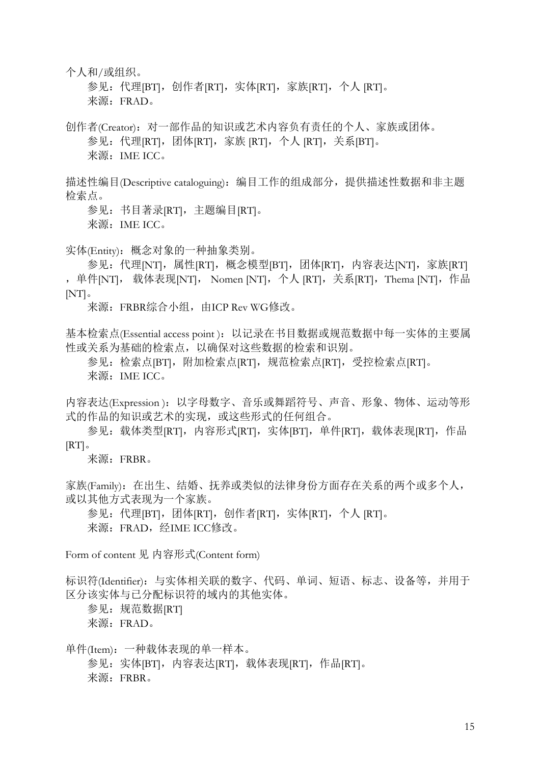个人和/或组织。

参见：代理[BT]，创作者[RT]，实体[RT]，家族[RT]，个人 [RT]。

来源：FRAD。

创作者(Creator)：对一部作品的知识或艺术内容负有责任的个人、家族或团体。

参见：代理[RT]，团体[RT]，家族 [RT]，个人 [RT]，关系[BT]。

来源：IME ICC。

描述性编目(Descriptive cataloguing)：编目工作的组成部分，提供描述性数据和非主题检索点。

参见：书目著录[RT]，主题编目[RT]。

来源：IME ICC。

实体(Entity)：概念对象的一种抽象类别。

参见：代理[NT]，属性[RT]，概念模型[BT]，团体[RT]，内容表达[NT]，家族[RT]，单件[NT]， 载体表现[NT]， Nomen [NT]，个人 [RT]，关系[RT]，Thema [NT]，作品[NT]。

来源：FRBR综合小组，由ICP Rev WG修改。

基本检索点(Essential access point )：以记录在书目数据或规范数据中每一实体的主要属性或关系为基础的检索点，以确保对这些数据的检索和识别。

参见：检索点[BT]，附加检索点[RT]，规范检索点[RT]，受控检索点[RT]。

来源：IME ICC。

内容表达(Expression )：以字母数字、音乐或舞蹈符号、声音、形象、物体、运动等形式的作品的知识或艺术的实现，或这些形式的任何组合。

参见：载体类型[RT]，内容形式[RT]，实体[BT]，单件[RT]，载体表现[RT]，作品[RT]。

来源：FRBR。

家族(Family)：在出生、结婚、抚养或类似的法律身份方面存在关系的两个或多个人，或以其他方式表现为一个家族。

参见：代理[BT]，团体[RT]，创作者[RT]，实体[RT]，个人 [RT]。

来源：FRAD，经IME ICC修改。

Form of content 见 内容形式(Content form)

标识符(Identifier)：与实体相关联的数字、代码、单词、短语、标志、设备等，并用于区分该实体与已分配标识符的域内的其他实体。

参见：规范数据[RT]

来源：FRAD。

单件(Item)：一种载体表现的单一样本。

参见：实体[BT]，内容表达[RT]，载体表现[RT]，作品[RT]。

来源：FRBR。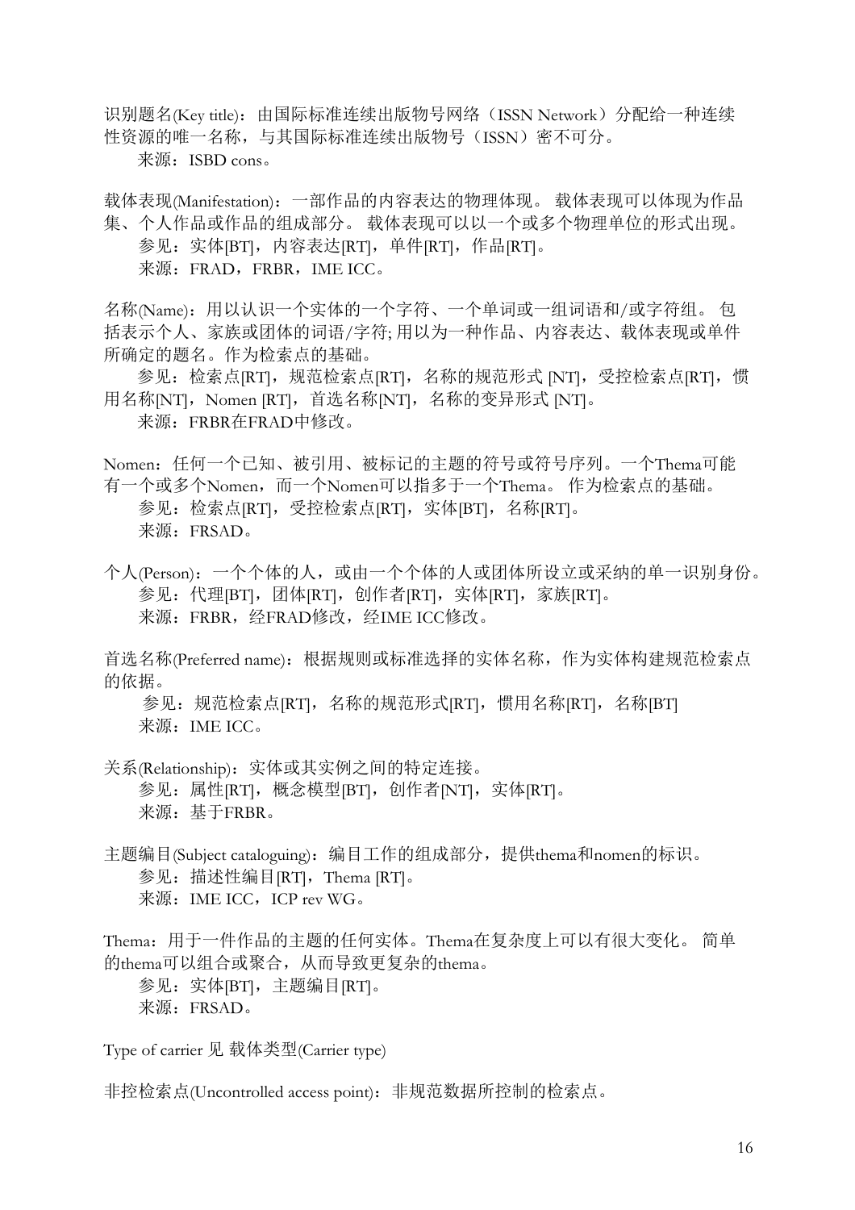识别题名(Key title)：由国际标准连续出版物号网络（ISSN Network）分配给一种连续性资源的唯一名称，与其国际标准连续出版物号（ISSN）密不可分。

来源：ISBD cons。

载体表现(Manifestation)：一部作品的内容表达的物理体现。 载体表现可以体现为作品集、个人作品或作品的组成部分。 载体表现可以以一个或多个物理单位的形式出现。

参见：实体[BT]，内容表达[RT]，单件[RT]，作品[RT]。

来源：FRAD，FRBR，IME ICC。

名称(Name)：用以认识一个实体的一个字符、一个单词或一组词语和/或字符组。 包括表示个人、家族或团体的词语/字符; 用以为一种作品、内容表达、载体表现或单件所确定的题名。作为检索点的基础。

参见：检索点[RT]，规范检索点[RT]，名称的规范形式 [NT]，受控检索点[RT]，惯用名称[NT]，Nomen [RT]，首选名称[NT]，名称的变异形式 [NT]。

来源：FRBR在FRAD中修改。

Nomen：任何一个已知、被引用、被标记的主题的符号或符号序列。一个Thema可能有一个或多个Nomen，而一个Nomen可以指多于一个Thema。 作为检索点的基础。

参见：检索点[RT]，受控检索点[RT]，实体[BT]，名称[RT]。

来源：FRSAD。

个人(Person)：一个个体的人，或由一个个体的人或团体所设立或采纳的单一识别身份。

参见：代理[BT]，团体[RT]，创作者[RT]，实体[RT]，家族[RT]。

来源：FRBR，经FRAD修改，经IME ICC修改。

首选名称(Preferred name)：根据规则或标准选择的实体名称，作为实体构建规范检索点的依据。

参见：规范检索点[RT]，名称的规范形式[RT]，惯用名称[RT]，名称[BT]

来源：IME ICC。

关系(Relationship)：实体或其实例之间的特定连接。

参见：属性[RT]，概念模型[BT]，创作者[NT]，实体[RT]。

来源：基于FRBR。

主题编目(Subject cataloguing)：编目工作的组成部分，提供thema和nomen的标识。

参见：描述性编目[RT]，Thema [RT]。

来源：IME ICC，ICP rev WG。

Thema：用于一件作品的主题的任何实体。Thema在复杂度上可以有很大变化。 简单的thema可以组合或聚合，从而导致更复杂的thema。

参见：实体[BT]，主题编目[RT]。

来源：FRSAD。

Type of carrier 见 载体类型(Carrier type)

非控检索点(Uncontrolled access point)：非规范数据所控制的检索点。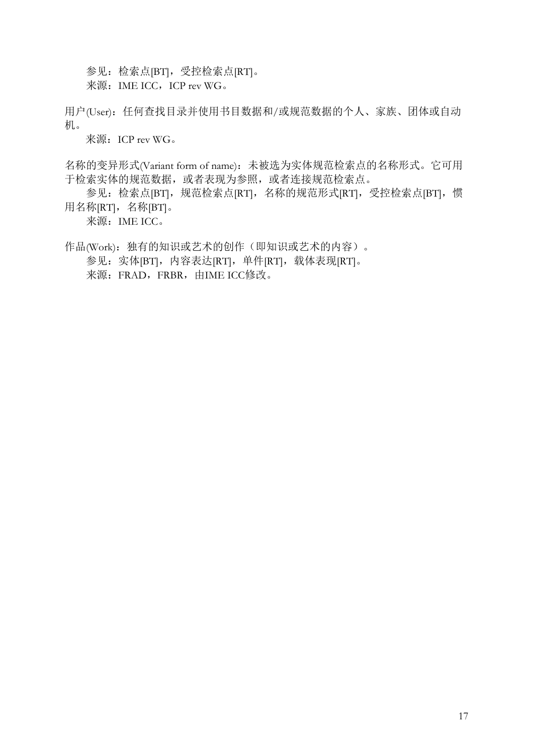参见：检索点[BT]，受控检索点[RT]。

来源：IME ICC，ICP rev WG。

用户(User)：任何查找目录并使用书目数据和/或规范数据的个人、家族、团体或自动机。

来源：ICP rev WG。

名称的变异形式(Variant form of name)：未被选为实体规范检索点的名称形式。它可用于检索实体的规范数据，或者表现为参照，或者连接规范检索点。

参见：检索点[BT]，规范检索点[RT]，名称的规范形式[RT]，受控检索点[BT]，惯用名称[RT]，名称[BT]。

来源：IME ICC。

作品(Work)：独有的知识或艺术的创作（即知识或艺术的内容）。

参见：实体[BT]，内容表达[RT]，单件[RT]，载体表现[RT]。

来源：FRAD，FRBR，由IME ICC修改。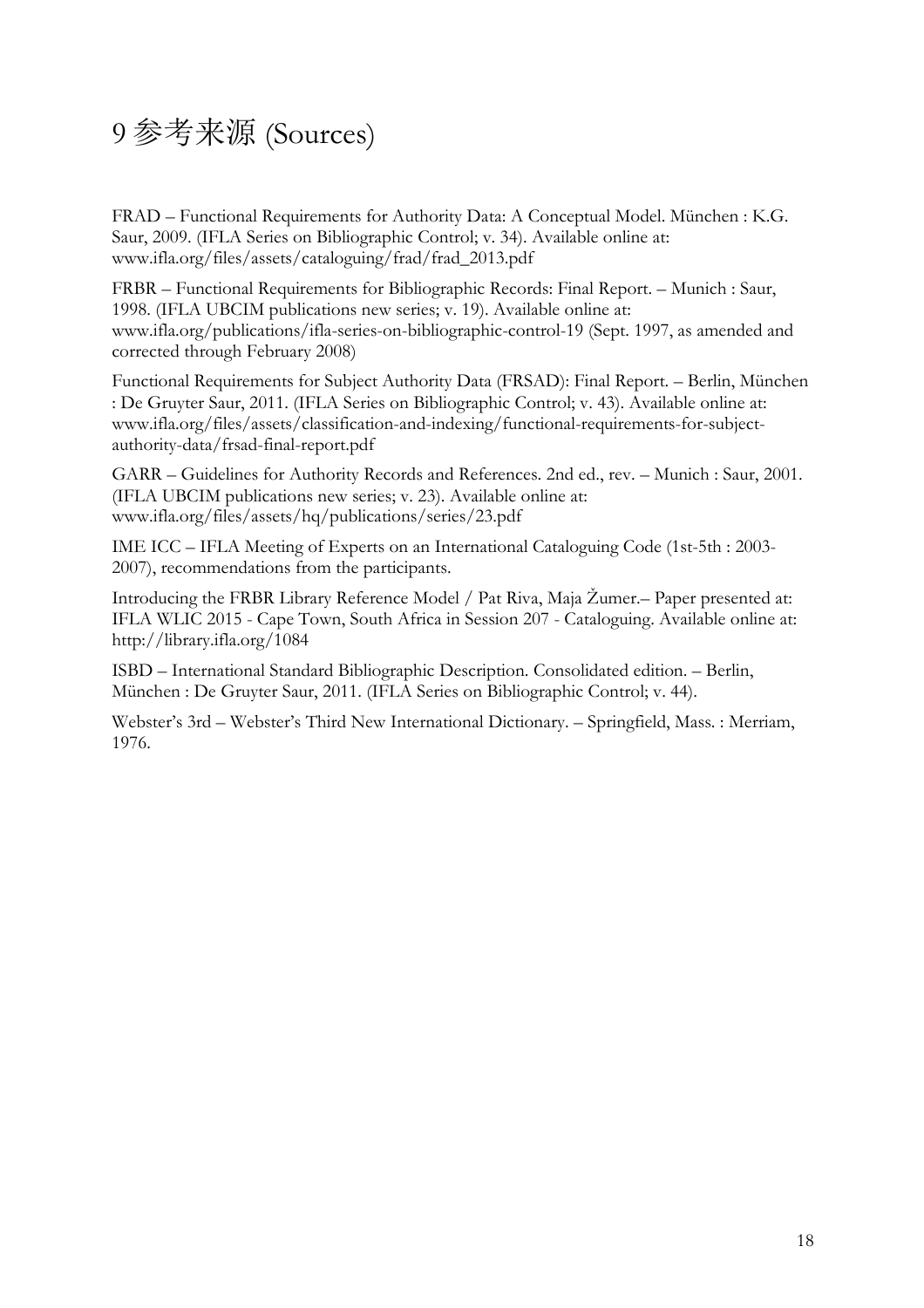# 9 参考来源 (Sources)

FRAD – Functional Requirements for Authority Data: A Conceptual Model. München : K.G. Saur, 2009. (IFLA Series on Bibliographic Control; v. 34). Available online at: www.ifla.org/files/assets/cataloguing/frad/frad_2013.pdf

FRBR – Functional Requirements for Bibliographic Records: Final Report. – Munich : Saur, 1998. (IFLA UBCIM publications new series; v. 19). Available online at: www.ifla.org/publications/ifla-series-on-bibliographic-control-19 (Sept. 1997, as amended and corrected through February 2008)

Functional Requirements for Subject Authority Data (FRSAD): Final Report. – Berlin, München : De Gruyter Saur, 2011. (IFLA Series on Bibliographic Control; v. 43). Available online at: www.ifla.org/files/assets/classification-and-indexing/functional-requirements-for-subject-authority-data/frsad-final-report.pdf

GARR – Guidelines for Authority Records and References. 2nd ed., rev. – Munich : Saur, 2001. (IFLA UBCIM publications new series; v. 23). Available online at: www.ifla.org/files/assets/hq/publications/series/23.pdf

IME ICC – IFLA Meeting of Experts on an International Cataloguing Code (1st-5th : 2003-2007), recommendations from the participants.

Introducing the FRBR Library Reference Model / Pat Riva, Maja Žumer.– Paper presented at: IFLA WLIC 2015 - Cape Town, South Africa in Session 207 - Cataloguing. Available online at: http://library.ifla.org/1084

ISBD – International Standard Bibliographic Description. Consolidated edition. – Berlin, München : De Gruyter Saur, 2011. (IFLA Series on Bibliographic Control; v. 44).

Webster's 3rd – Webster's Third New International Dictionary. – Springfield, Mass. : Merriam, 1976.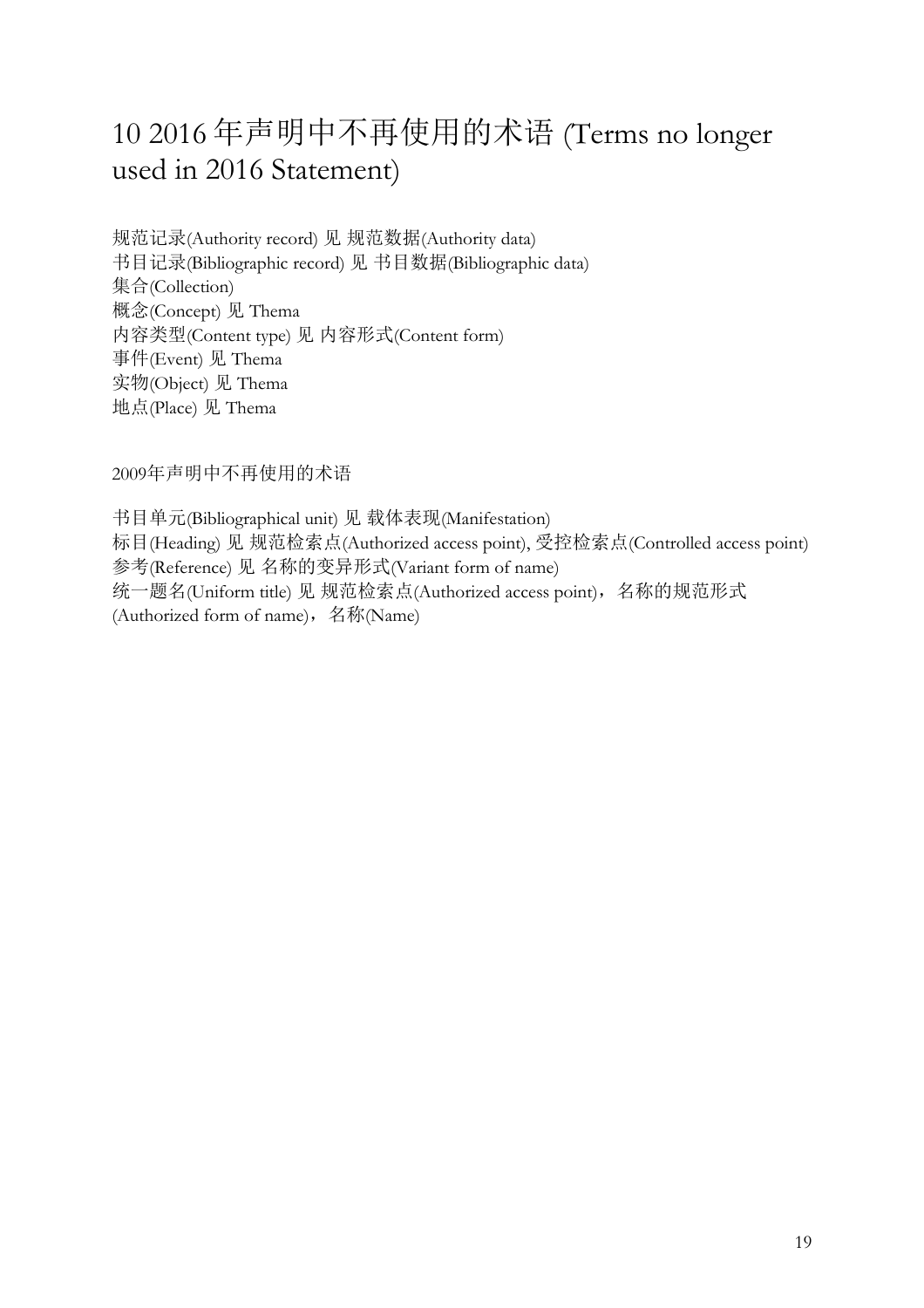# 10 2016 年声明中不再使用的术语 (Terms no longer used in 2016 Statement)

规范记录(Authority record) 见 规范数据(Authority data)
书目记录(Bibliographic record) 见 书目数据(Bibliographic data)
集合(Collection)
概念(Concept) 见 Thema
内容类型(Content type) 见 内容形式(Content form)
事件(Event) 见 Thema
实物(Object) 见 Thema
地点(Place) 见 Thema

2009年声明中不再使用的术语

书目单元(Bibliographical unit) 见 载体表现(Manifestation)
标目(Heading) 见 规范检索点(Authorized access point), 受控检索点(Controlled access point)
参考(Reference) 见 名称的变异形式(Variant form of name)
统一题名(Uniform title) 见 规范检索点(Authorized access point)，名称的规范形式(Authorized form of name)，名称(Name)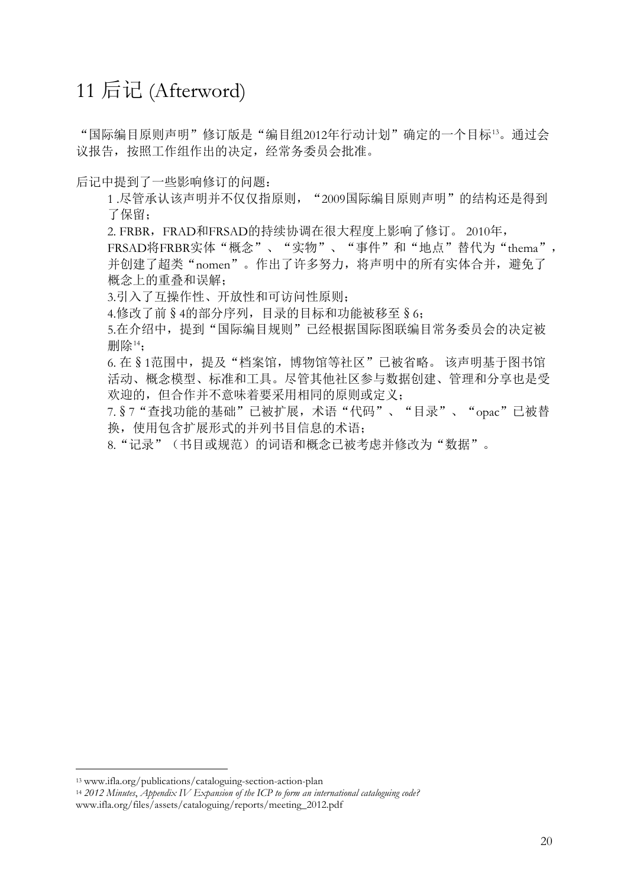# 11 后记 (Afterword)

“国际编目原则声明”修订版是“编目组2012年行动计划”确定的一个目标[13]。通过会议报告，按照工作组作出的决定，经常务委员会批准。

后记中提到了一些影响修订的问题：

1 .尽管承认该声明并不仅仅指原则，“2009国际编目原则声明”的结构还是得到了保留；

2. FRBR，FRAD和FRSAD的持续协调在很大程度上影响了修订。 2010年，FRSAD将FRBR实体“概念”、“实物”、“事件”和“地点”替代为“thema”，并创建了超类“nomen”。作出了许多努力，将声明中的所有实体合并，避免了概念上的重叠和误解；

3.引入了互操作性、开放性和可访问性原则；

4.修改了前§4的部分序列，目录的目标和功能被移至§6；

5.在介绍中，提到“国际编目规则”已经根据国际图联编目常务委员会的决定被删除[14]；

6. 在§1范围中，提及“档案馆，博物馆等社区”已被省略。 该声明基于图书馆活动、概念模型、标准和工具。尽管其他社区参与数据创建、管理和分享也是受欢迎的，但合作并不意味着要采用相同的原则或定义；

7.§7“查找功能的基础”已被扩展，术语“代码”、“目录”、“opac”已被替换，使用包含扩展形式的并列书目信息的术语；

8.“记录”（书目或规范）的词语和概念已被考虑并修改为“数据”。

---

[13] www.ifla.org/publications/cataloguing-section-action-plan

[14] *2012 Minutes*, *Appendix IV Expansion of the ICP to form an international cataloguing code?* www.ifla.org/files/assets/cataloguing/reports/meeting_2012.pdf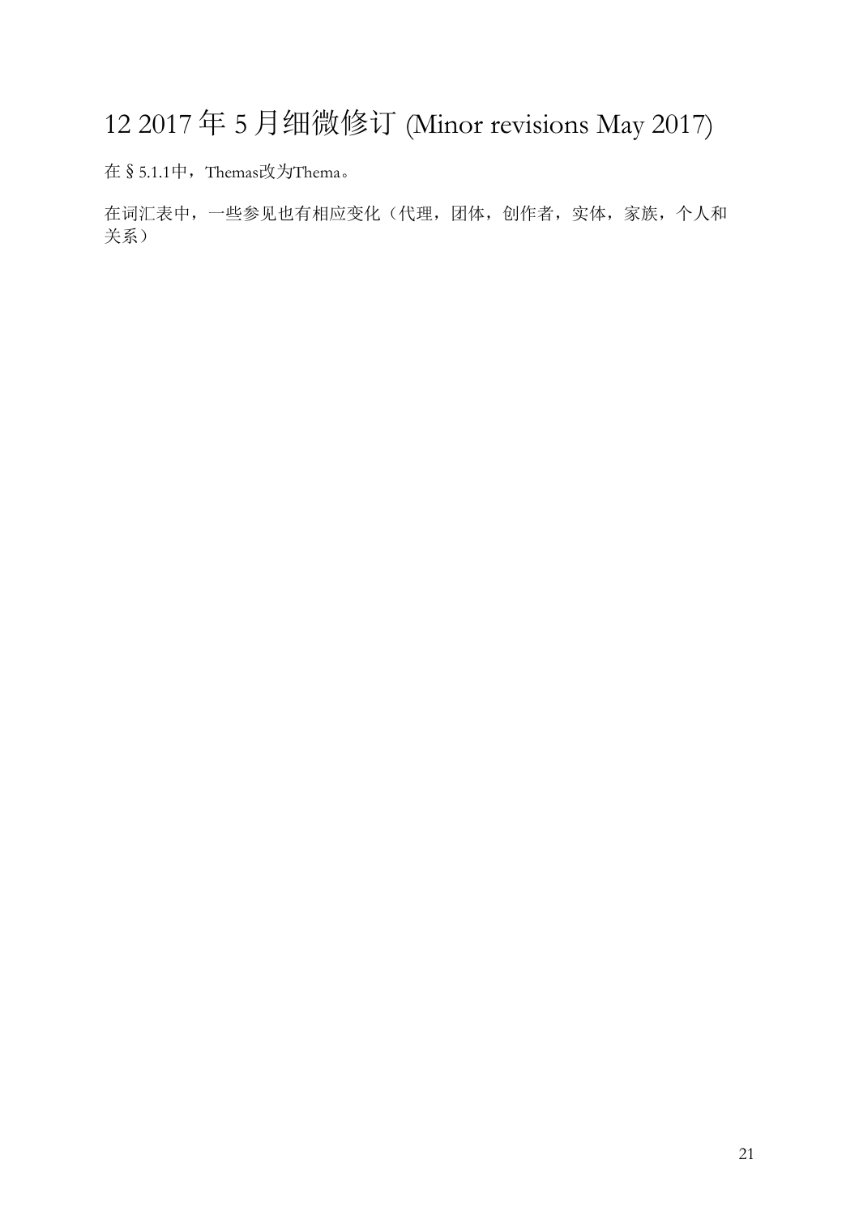# 12 2017 年 5 月细微修订 (Minor revisions May 2017)

在§5.1.1中，Themas改为Thema。

在词汇表中，一些参见也有相应变化（代理，团体，创作者，实体，家族，个人和关系）